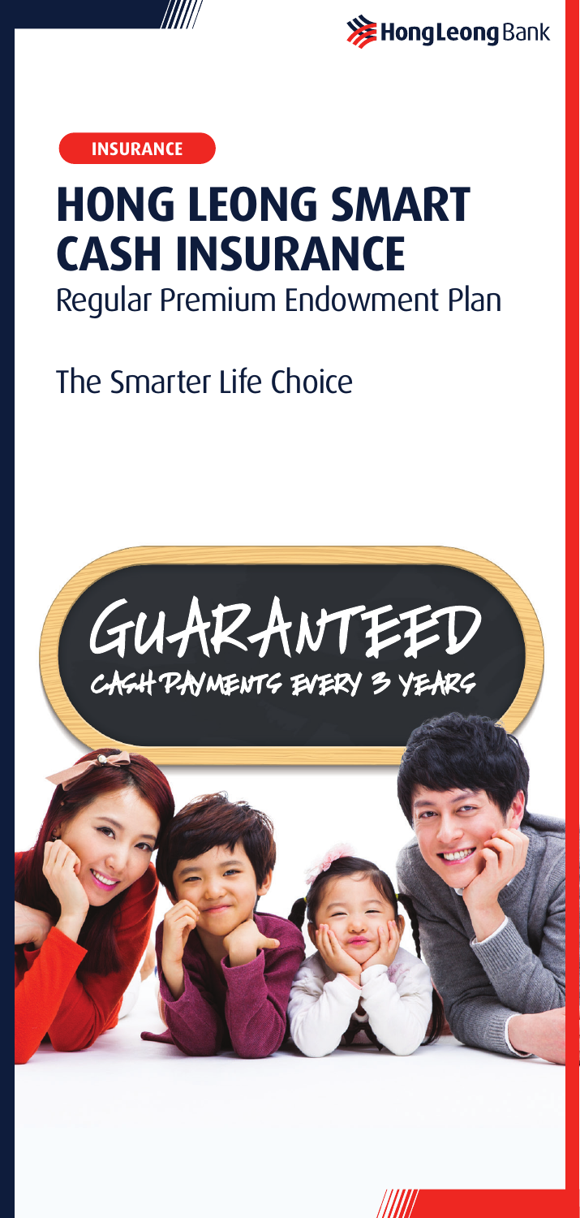Hong Leong Bank

INSURANCE

# HONG LEONG SMART CASH INSURANCE

Regular Premium Endowment Plan

The Smarter Life Choice

GUARANTEED

CASH PAYMENTS EVERY 3 YEARS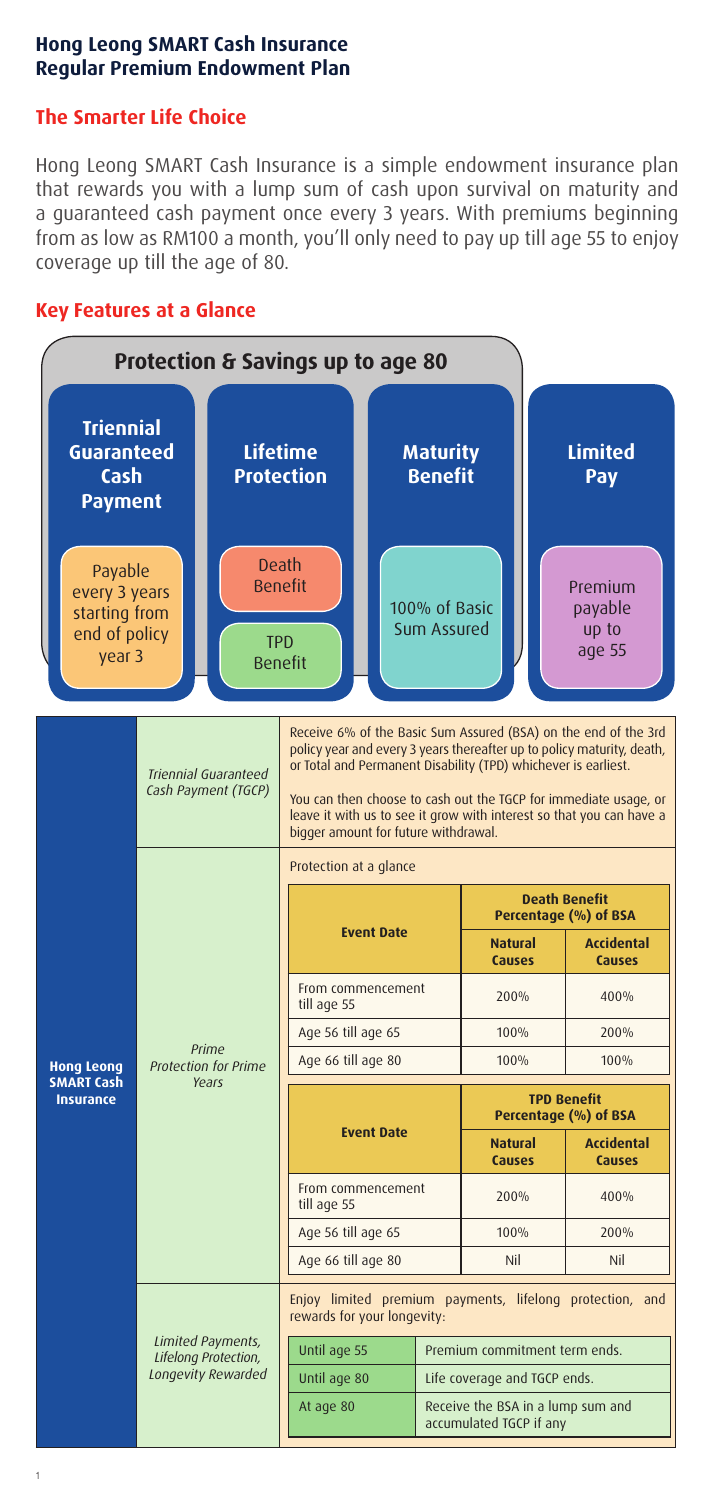**Hong Leong SMART Cash Insurance**
**Regular Premium Endowment Plan**

## The Smarter Life Choice

Hong Leong SMART Cash Insurance is a simple endowment insurance plan that rewards you with a lump sum of cash upon survival on maturity and a guaranteed cash payment once every 3 years. With premiums beginning from as low as RM100 a month, you'll only need to pay up till age 55 to enjoy coverage up till the age of 80.

## Key Features at a Glance

**Protection & Savings up to age 80**

| Triennial Guaranteed Cash Payment | Lifetime Protection | Maturity Benefit | Limited Pay |
|---|---|---|---|
| Payable every 3 years starting from end of policy year 3 | Death Benefit<br>TPD Benefit | 100% of Basic Sum Assured | Premium payable up to age 55 |

**Hong Leong SMART Cash Insurance**

*Triennial Guaranteed Cash Payment (TGCP)*

Receive 6% of the Basic Sum Assured (BSA) on the end of the 3rd policy year and every 3 years thereafter up to policy maturity, death, or Total and Permanent Disability (TPD) whichever is earliest.

You can then choose to cash out the TGCP for immediate usage, or leave it with us to see it grow with interest so that you can have a bigger amount for future withdrawal.

*Prime Protection for Prime Years*

Protection at a glance

| Event Date | Death Benefit Percentage (%) of BSA | |
|---|---|---|
| | Natural Causes | Accidental Causes |
| From commencement till age 55 | 200% | 400% |
| Age 56 till age 65 | 100% | 200% |
| Age 66 till age 80 | 100% | 100% |

| Event Date | TPD Benefit Percentage (%) of BSA | |
|---|---|---|
| | Natural Causes | Accidental Causes |
| From commencement till age 55 | 200% | 400% |
| Age 56 till age 65 | 100% | 200% |
| Age 66 till age 80 | Nil | Nil |

*Limited Payments, Lifelong Protection, Longevity Rewarded*

Enjoy limited premium payments, lifelong protection, and rewards for your longevity:

| | |
|---|---|
| Until age 55 | Premium commitment term ends. |
| Until age 80 | Life coverage and TGCP ends. |
| At age 80 | Receive the BSA in a lump sum and accumulated TGCP if any |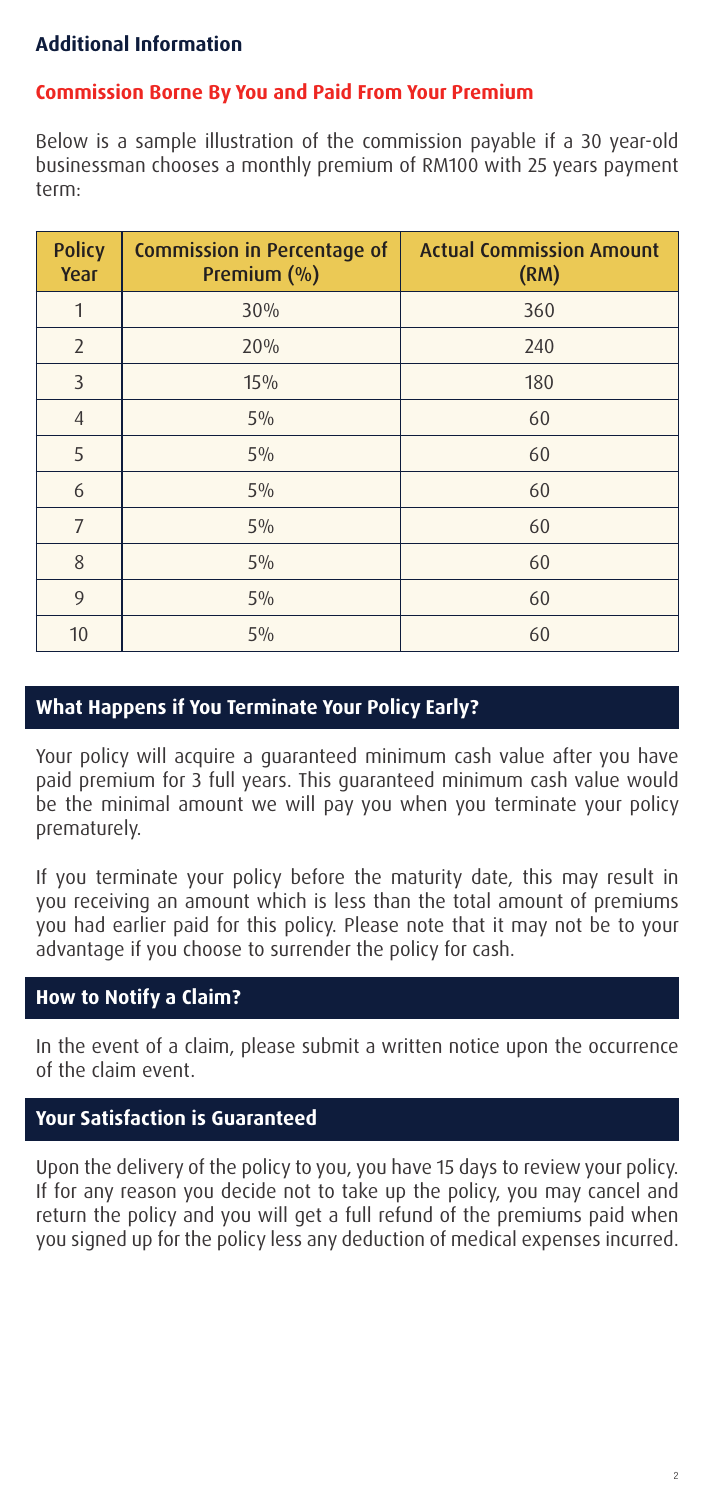## Additional Information

### Commission Borne By You and Paid From Your Premium

Below is a sample illustration of the commission payable if a 30 year-old businessman chooses a monthly premium of RM100 with 25 years payment term:

| Policy Year | Commission in Percentage of Premium (%) | Actual Commission Amount (RM) |
|---|---|---|
| 1 | 30% | 360 |
| 2 | 20% | 240 |
| 3 | 15% | 180 |
| 4 | 5% | 60 |
| 5 | 5% | 60 |
| 6 | 5% | 60 |
| 7 | 5% | 60 |
| 8 | 5% | 60 |
| 9 | 5% | 60 |
| 10 | 5% | 60 |

### What Happens if You Terminate Your Policy Early?

Your policy will acquire a guaranteed minimum cash value after you have paid premium for 3 full years. This guaranteed minimum cash value would be the minimal amount we will pay you when you terminate your policy prematurely.

If you terminate your policy before the maturity date, this may result in you receiving an amount which is less than the total amount of premiums you had earlier paid for this policy. Please note that it may not be to your advantage if you choose to surrender the policy for cash.

### How to Notify a Claim?

In the event of a claim, please submit a written notice upon the occurrence of the claim event.

### Your Satisfaction is Guaranteed

Upon the delivery of the policy to you, you have 15 days to review your policy. If for any reason you decide not to take up the policy, you may cancel and return the policy and you will get a full refund of the premiums paid when you signed up for the policy less any deduction of medical expenses incurred.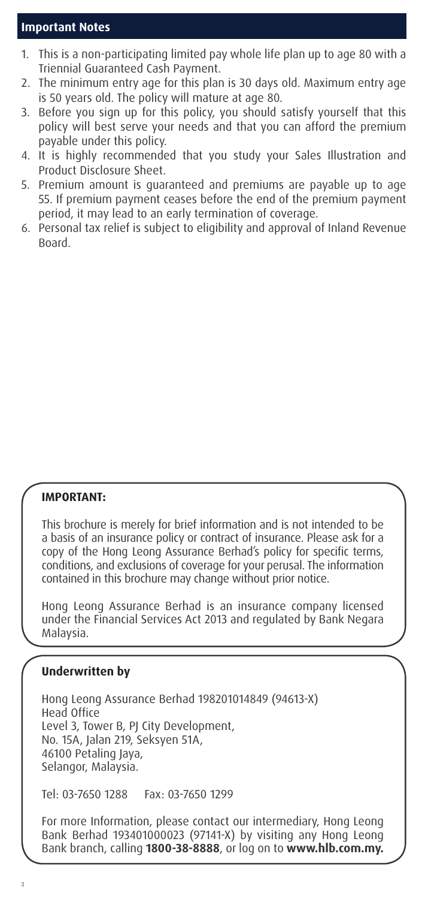## Important Notes

1. This is a non-participating limited pay whole life plan up to age 80 with a Triennial Guaranteed Cash Payment.
2. The minimum entry age for this plan is 30 days old. Maximum entry age is 50 years old. The policy will mature at age 80.
3. Before you sign up for this policy, you should satisfy yourself that this policy will best serve your needs and that you can afford the premium payable under this policy.
4. It is highly recommended that you study your Sales Illustration and Product Disclosure Sheet.
5. Premium amount is guaranteed and premiums are payable up to age 55. If premium payment ceases before the end of the premium payment period, it may lead to an early termination of coverage.
6. Personal tax relief is subject to eligibility and approval of Inland Revenue Board.

**IMPORTANT:**

This brochure is merely for brief information and is not intended to be a basis of an insurance policy or contract of insurance. Please ask for a copy of the Hong Leong Assurance Berhad's policy for specific terms, conditions, and exclusions of coverage for your perusal. The information contained in this brochure may change without prior notice.

Hong Leong Assurance Berhad is an insurance company licensed under the Financial Services Act 2013 and regulated by Bank Negara Malaysia.

**Underwritten by**

Hong Leong Assurance Berhad 198201014849 (94613-X)
Head Office
Level 3, Tower B, PJ City Development,
No. 15A, Jalan 219, Seksyen 51A,
46100 Petaling Jaya,
Selangor, Malaysia.

Tel: 03-7650 1288 Fax: 03-7650 1299

For more Information, please contact our intermediary, Hong Leong Bank Berhad 193401000023 (97141-X) by visiting any Hong Leong Bank branch, calling **1800-38-8888**, or log on to **www.hlb.com.my.**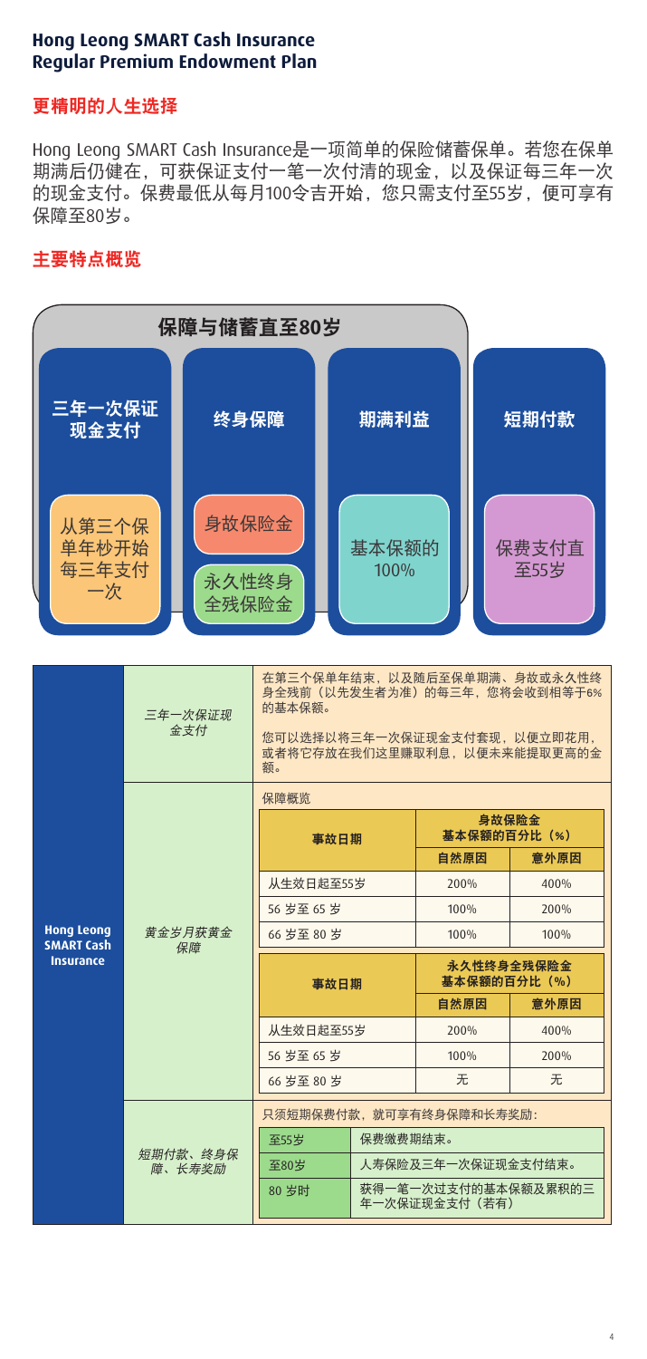**Hong Leong SMART Cash Insurance**
**Regular Premium Endowment Plan**

## 更精明的人生选择

Hong Leong SMART Cash Insurance是一项简单的保险储蓄保单。若您在保单期满后仍健在，可获保证支付一笔一次付清的现金，以及保证每三年一次的现金支付。保费最低从每月100令吉开始，您只需支付至55岁，便可享有保障至80岁。

## 主要特点概览

**保障与储蓄直至80岁**

**三年一次保证现金支付**
从第三个保单年杪开始每三年支付一次

**终身保障**
身故保险金
永久性终身全残保险金

**期满利益**
基本保额的100%

**短期付款**
保费支付直至55岁

| | | |
|---|---|---|
| **Hong Leong SMART Cash Insurance** | *三年一次保证现金支付* | 在第三个保单年结束，以及随后至保单期满、身故或永久性终身全残前（以先发生者为准）的每三年，您将会收到相等于6%的基本保额。<br><br>您可以选择以将三年一次保证现金支付套现，以便立即花用，或者将它存放在我们这里赚取利息，以便未来能提取更高的金额。 |
| | *黄金岁月获黄金保障* | 保障概览 |
| | *短期付款、终身保障、长寿奖励* | 只须短期保费付款，就可享有终身保障和长寿奖励： |

保障概览

| 事故日期 | 身故保险金<br>基本保额的百分比（%） | |
|---|---|---|
| | 自然原因 | 意外原因 |
| 从生效日起至55岁 | 200% | 400% |
| 56 岁至 65 岁 | 100% | 200% |
| 66 岁至 80 岁 | 100% | 100% |

| 事故日期 | 永久性终身全残保险金<br>基本保额的百分比（%） | |
|---|---|---|
| | 自然原因 | 意外原因 |
| 从生效日起至55岁 | 200% | 400% |
| 56 岁至 65 岁 | 100% | 200% |
| 66 岁至 80 岁 | 无 | 无 |

只须短期保费付款，就可享有终身保障和长寿奖励：

| | |
|---|---|
| 至55岁 | 保费缴费期结束。 |
| 至80岁 | 人寿保险及三年一次保证现金支付结束。 |
| 80 岁时 | 获得一笔一次过支付的基本保额及累积的三年一次保证现金支付（若有） |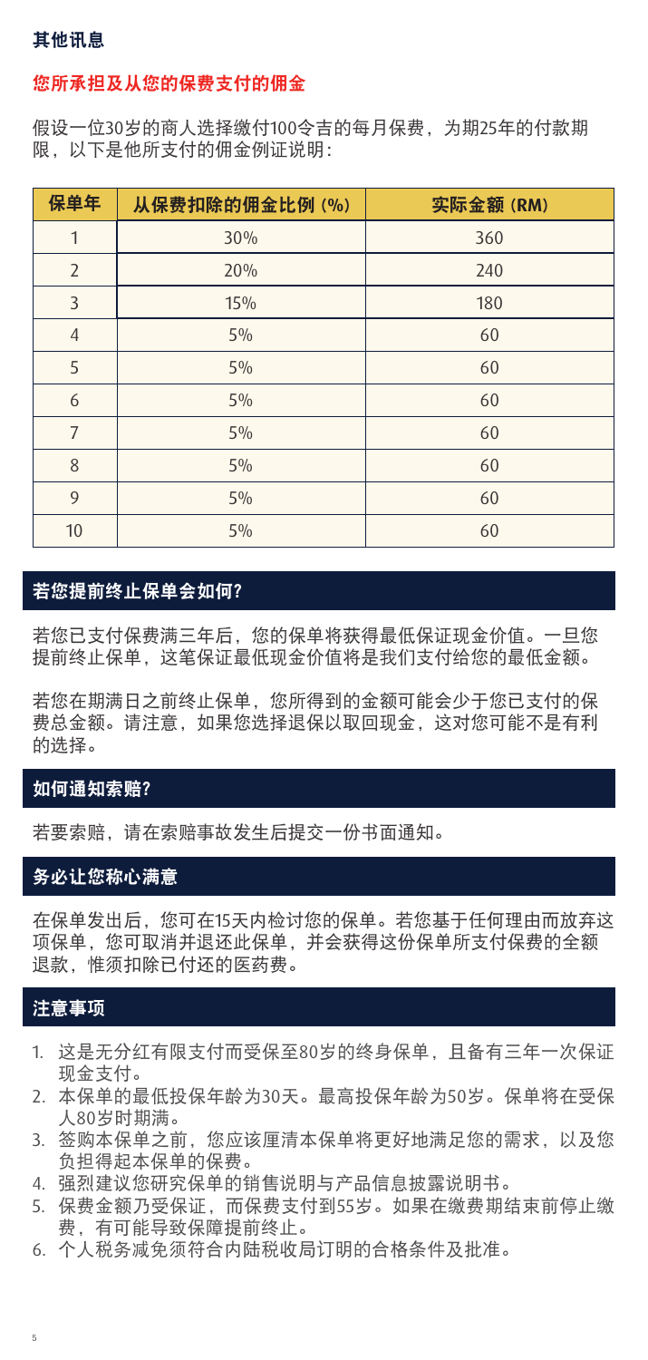## 其他讯息

### 您所承担及从您的保费支付的佣金

假设一位30岁的商人选择缴付100令吉的每月保费，为期25年的付款期限，以下是他所支付的佣金例证说明：

| 保单年 | 从保费扣除的佣金比例 (%) | 实际金额 (RM) |
|---|---|---|
| 1 | 30% | 360 |
| 2 | 20% | 240 |
| 3 | 15% | 180 |
| 4 | 5% | 60 |
| 5 | 5% | 60 |
| 6 | 5% | 60 |
| 7 | 5% | 60 |
| 8 | 5% | 60 |
| 9 | 5% | 60 |
| 10 | 5% | 60 |

## 若您提前终止保单会如何?

若您已支付保费满三年后，您的保单将获得最低保证现金价值。一旦您提前终止保单，这笔保证最低现金价值将是我们支付给您的最低金额。

若您在期满日之前终止保单，您所得到的金额可能会少于您已支付的保费总金额。请注意，如果您选择退保以取回现金，这对您可能不是有利的选择。

## 如何通知索赔?

若要索赔，请在索赔事故发生后提交一份书面通知。

## 务必让您称心满意

在保单发出后，您可在15天内检讨您的保单。若您基于任何理由而放弃这项保单，您可取消并退还此保单，并会获得这份保单所支付保费的全额退款，惟须扣除已付还的医药费。

## 注意事项

1. 这是无分红有限支付而受保至80岁的终身保单，且备有三年一次保证现金支付。
2. 本保单的最低投保年龄为30天。最高投保年龄为50岁。保单将在受保人80岁时期满。
3. 签购本保单之前，您应该厘清本保单将更好地满足您的需求，以及您负担得起本保单的保费。
4. 强烈建议您研究保单的销售说明与产品信息披露说明书。
5. 保费金额乃受保证，而保费支付到55岁。如果在缴费期结束前停止缴费，有可能导致保障提前终止。
6. 个人税务减免须符合内陆税收局订明的合格条件及批准。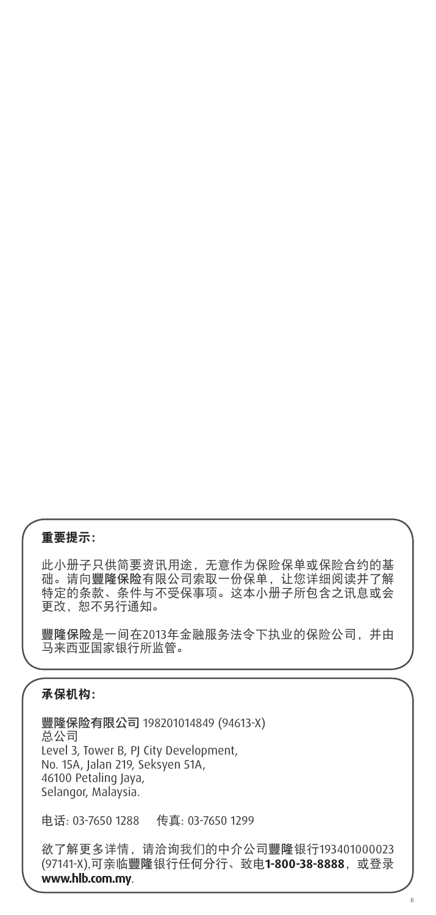**重要提示:**

此小册子只供简要资讯用途，无意作为保险保单或保险合约的基础。请向**豐隆保险**有限公司索取一份保单，让您详细阅读并了解特定的条款、条件与不受保事项。这本小册子所包含之讯息或会更改，恕不另行通知。

**豐隆保险**是一间在2013年金融服务法令下执业的保险公司，并由马来西亚国家银行所监管。

**承保机构:**

**豐隆保险有限公司** 198201014849 (94613-X)
总公司
Level 3, Tower B, PJ City Development,
No. 15A, Jalan 219, Seksyen 51A,
46100 Petaling Jaya,
Selangor, Malaysia.

电话: 03-7650 1288　传真: 03-7650 1299

欲了解更多详情，请洽询我们的中介公司**豐隆**银行193401000023 (97141-X),可亲临**豐隆**银行任何分行、致电**1-800-38-8888**，或登录 **www.hlb.com.my**.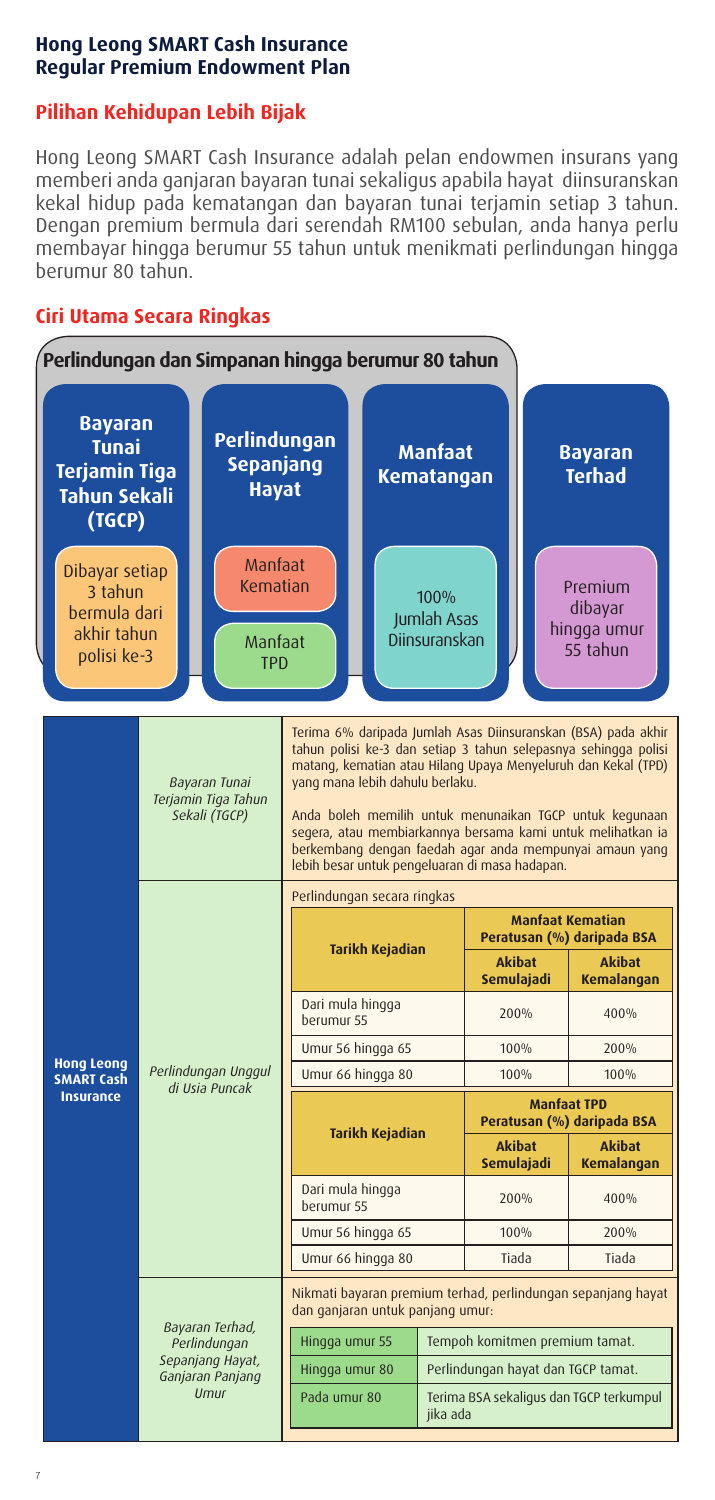**Hong Leong SMART Cash Insurance**
**Regular Premium Endowment Plan**

## Pilihan Kehidupan Lebih Bijak

Hong Leong SMART Cash Insurance adalah pelan endowmen insurans yang memberi anda ganjaran bayaran tunai sekaligus apabila hayat diinsuranskan kekal hidup pada kematangan dan bayaran tunai terjamin setiap 3 tahun. Dengan premium bermula dari serendah RM100 sebulan, anda hanya perlu membayar hingga berumur 55 tahun untuk menikmati perlindungan hingga berumur 80 tahun.

## Ciri Utama Secara Ringkas

### Perlindungan dan Simpanan hingga berumur 80 tahun

**Bayaran Tunai Terjamin Tiga Tahun Sekali (TGCP)**
Dibayar setiap 3 tahun bermula dari akhir tahun polisi ke-3

**Perlindungan Sepanjang Hayat**
Manfaat Kematian
Manfaat TPD

**Manfaat Kematangan**
100% Jumlah Asas Diinsuranskan

**Bayaran Terhad**
Premium dibayar hingga umur 55 tahun

| | | |
|---|---|---|
| **Hong Leong SMART Cash Insurance** | *Bayaran Tunai Terjamin Tiga Tahun Sekali (TGCP)* | Terima 6% daripada Jumlah Asas Diinsuranskan (BSA) pada akhir tahun polisi ke-3 dan setiap 3 tahun selepasnya sehingga polisi matang, kematian atau Hilang Upaya Menyeluruh dan Kekal (TPD) yang mana lebih dahulu berlaku.<br><br>Anda boleh memilih untuk menunaikan TGCP untuk kegunaan segera, atau membiarkannya bersama kami untuk melihatkan ia berkembang dengan faedah agar anda mempunyai amaun yang lebih besar untuk pengeluaran di masa hadapan. |
| | *Perlindungan Unggul di Usia Puncak* | Perlindungan secara ringkas (lihat jadual di bawah) |
| | *Bayaran Terhad, Perlindungan Sepanjang Hayat, Ganjaran Panjang Umur* | Nikmati bayaran premium terhad, perlindungan sepanjang hayat dan ganjaran untuk panjang umur (lihat jadual di bawah) |

Perlindungan secara ringkas

| Tarikh Kejadian | Manfaat Kematian Peratusan (%) daripada BSA | |
|---|---|---|
| | **Akibat Semulajadi** | **Akibat Kemalangan** |
| Dari mula hingga berumur 55 | 200% | 400% |
| Umur 56 hingga 65 | 100% | 200% |
| Umur 66 hingga 80 | 100% | 100% |

| Tarikh Kejadian | Manfaat TPD Peratusan (%) daripada BSA | |
|---|---|---|
| | **Akibat Semulajadi** | **Akibat Kemalangan** |
| Dari mula hingga berumur 55 | 200% | 400% |
| Umur 56 hingga 65 | 100% | 200% |
| Umur 66 hingga 80 | Tiada | Tiada |

Nikmati bayaran premium terhad, perlindungan sepanjang hayat dan ganjaran untuk panjang umur:

| | |
|---|---|
| Hingga umur 55 | Tempoh komitmen premium tamat. |
| Hingga umur 80 | Perlindungan hayat dan TGCP tamat. |
| Pada umur 80 | Terima BSA sekaligus dan TGCP terkumpul jika ada |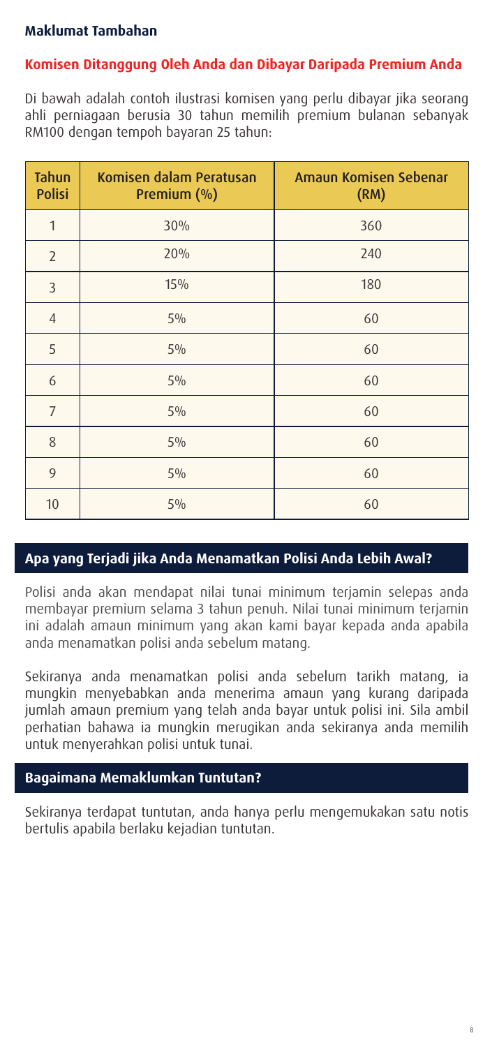### Maklumat Tambahan

### Komisen Ditanggung Oleh Anda dan Dibayar Daripada Premium Anda

Di bawah adalah contoh ilustrasi komisen yang perlu dibayar jika seorang ahli perniagaan berusia 30 tahun memilih premium bulanan sebanyak RM100 dengan tempoh bayaran 25 tahun:

| Tahun Polisi | Komisen dalam Peratusan Premium (%) | Amaun Komisen Sebenar (RM) |
|---|---|---|
| 1 | 30% | 360 |
| 2 | 20% | 240 |
| 3 | 15% | 180 |
| 4 | 5% | 60 |
| 5 | 5% | 60 |
| 6 | 5% | 60 |
| 7 | 5% | 60 |
| 8 | 5% | 60 |
| 9 | 5% | 60 |
| 10 | 5% | 60 |

## Apa yang Terjadi jika Anda Menamatkan Polisi Anda Lebih Awal?

Polisi anda akan mendapat nilai tunai minimum terjamin selepas anda membayar premium selama 3 tahun penuh. Nilai tunai minimum terjamin ini adalah amaun minimum yang akan kami bayar kepada anda apabila anda menamatkan polisi anda sebelum matang.

Sekiranya anda menamatkan polisi anda sebelum tarikh matang, ia mungkin menyebabkan anda menerima amaun yang kurang daripada jumlah amaun premium yang telah anda bayar untuk polisi ini. Sila ambil perhatian bahawa ia mungkin merugikan anda sekiranya anda memilih untuk menyerahkan polisi untuk tunai.

## Bagaimana Memaklumkan Tuntutan?

Sekiranya terdapat tuntutan, anda hanya perlu mengemukakan satu notis bertulis apabila berlaku kejadian tuntutan.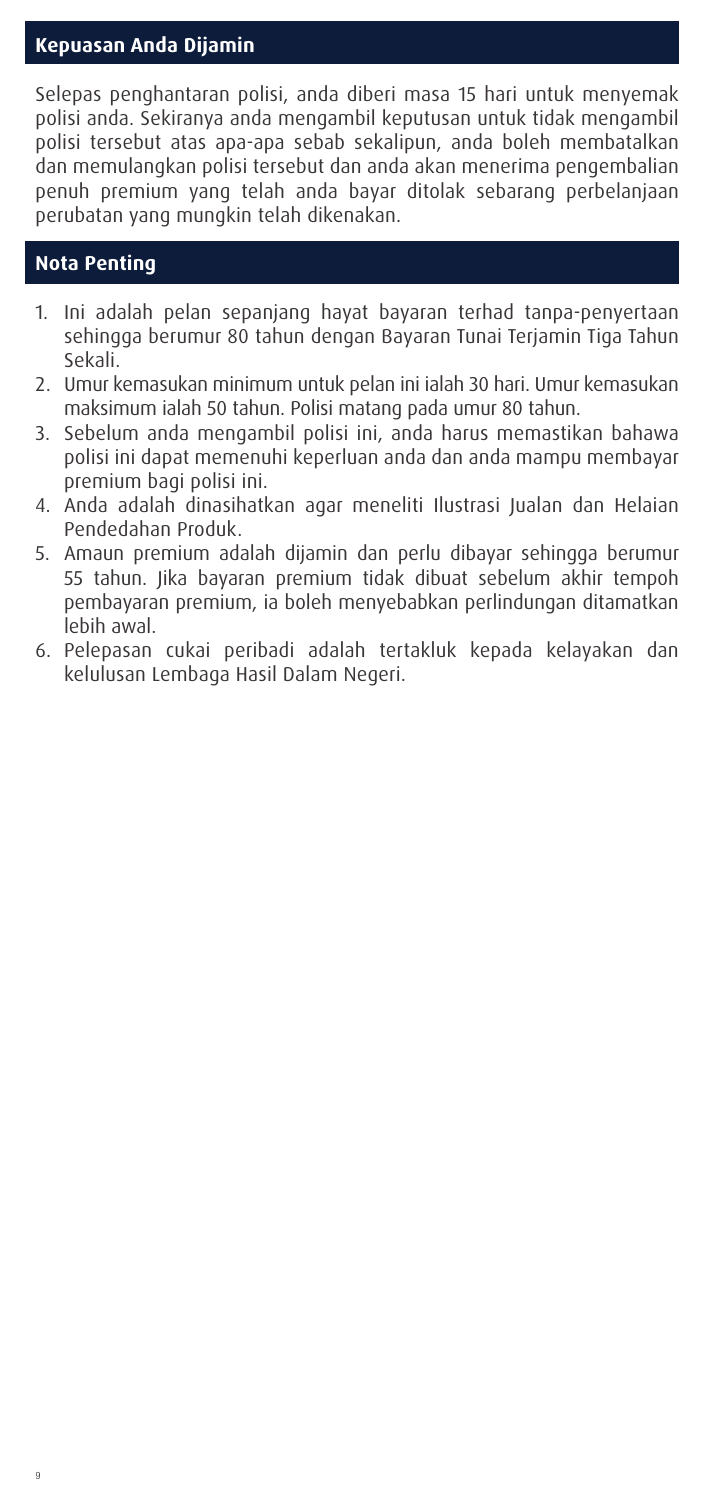## Kepuasan Anda Dijamin

Selepas penghantaran polisi, anda diberi masa 15 hari untuk menyemak polisi anda. Sekiranya anda mengambil keputusan untuk tidak mengambil polisi tersebut atas apa-apa sebab sekalipun, anda boleh membatalkan dan memulangkan polisi tersebut dan anda akan menerima pengembalian penuh premium yang telah anda bayar ditolak sebarang perbelanjaan perubatan yang mungkin telah dikenakan.

## Nota Penting

1. Ini adalah pelan sepanjang hayat bayaran terhad tanpa-penyertaan sehingga berumur 80 tahun dengan Bayaran Tunai Terjamin Tiga Tahun Sekali.
2. Umur kemasukan minimum untuk pelan ini ialah 30 hari. Umur kemasukan maksimum ialah 50 tahun. Polisi matang pada umur 80 tahun.
3. Sebelum anda mengambil polisi ini, anda harus memastikan bahawa polisi ini dapat memenuhi keperluan anda dan anda mampu membayar premium bagi polisi ini.
4. Anda adalah dinasihatkan agar meneliti Ilustrasi Jualan dan Helaian Pendedahan Produk.
5. Amaun premium adalah dijamin dan perlu dibayar sehingga berumur 55 tahun. Jika bayaran premium tidak dibuat sebelum akhir tempoh pembayaran premium, ia boleh menyebabkan perlindungan ditamatkan lebih awal.
6. Pelepasan cukai peribadi adalah tertakluk kepada kelayakan dan kelulusan Lembaga Hasil Dalam Negeri.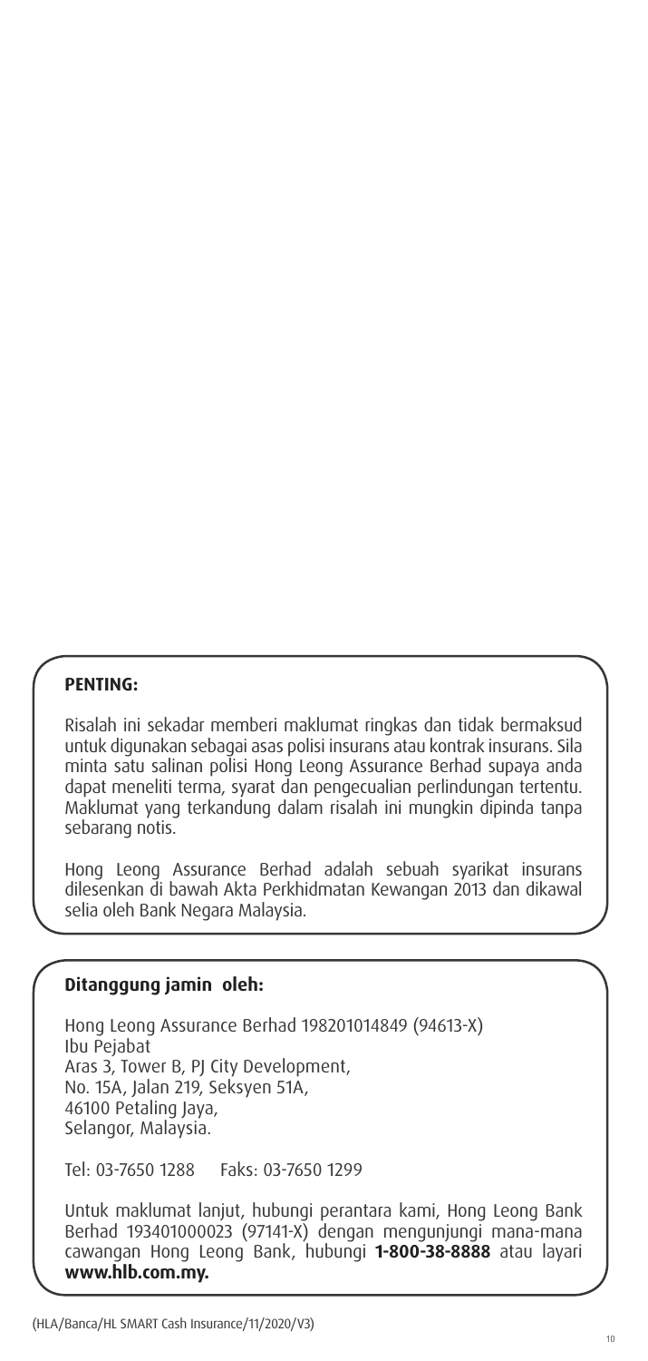**PENTING:**

Risalah ini sekadar memberi maklumat ringkas dan tidak bermaksud untuk digunakan sebagai asas polisi insurans atau kontrak insurans. Sila minta satu salinan polisi Hong Leong Assurance Berhad supaya anda dapat meneliti terma, syarat dan pengecualian perlindungan tertentu. Maklumat yang terkandung dalam risalah ini mungkin dipinda tanpa sebarang notis.

Hong Leong Assurance Berhad adalah sebuah syarikat insurans dilesenkan di bawah Akta Perkhidmatan Kewangan 2013 dan dikawal selia oleh Bank Negara Malaysia.

**Ditanggung jamin oleh:**

Hong Leong Assurance Berhad 198201014849 (94613-X)
Ibu Pejabat
Aras 3, Tower B, PJ City Development,
No. 15A, Jalan 219, Seksyen 51A,
46100 Petaling Jaya,
Selangor, Malaysia.

Tel: 03-7650 1288 Faks: 03-7650 1299

Untuk maklumat lanjut, hubungi perantara kami, Hong Leong Bank Berhad 193401000023 (97141-X) dengan mengunjungi mana-mana cawangan Hong Leong Bank, hubungi **1-800-38-8888** atau layari **www.hlb.com.my.**

(HLA/Banca/HL SMART Cash Insurance/11/2020/V3)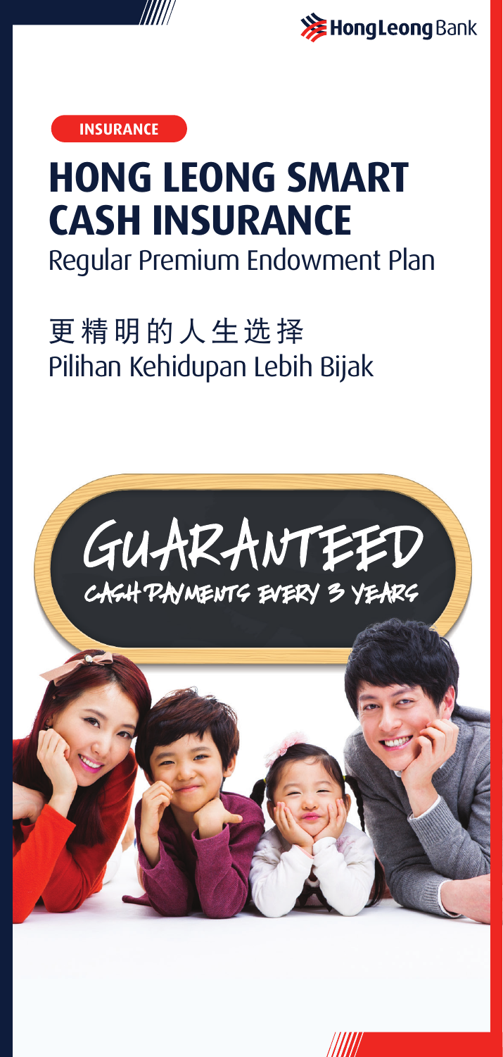Hong Leong Bank

INSURANCE

# HONG LEONG SMART CASH INSURANCE

Regular Premium Endowment Plan

更精明的人生选择
Pilihan Kehidupan Lebih Bijak

GUARANTEED
CASH PAYMENTS EVERY 3 YEARS